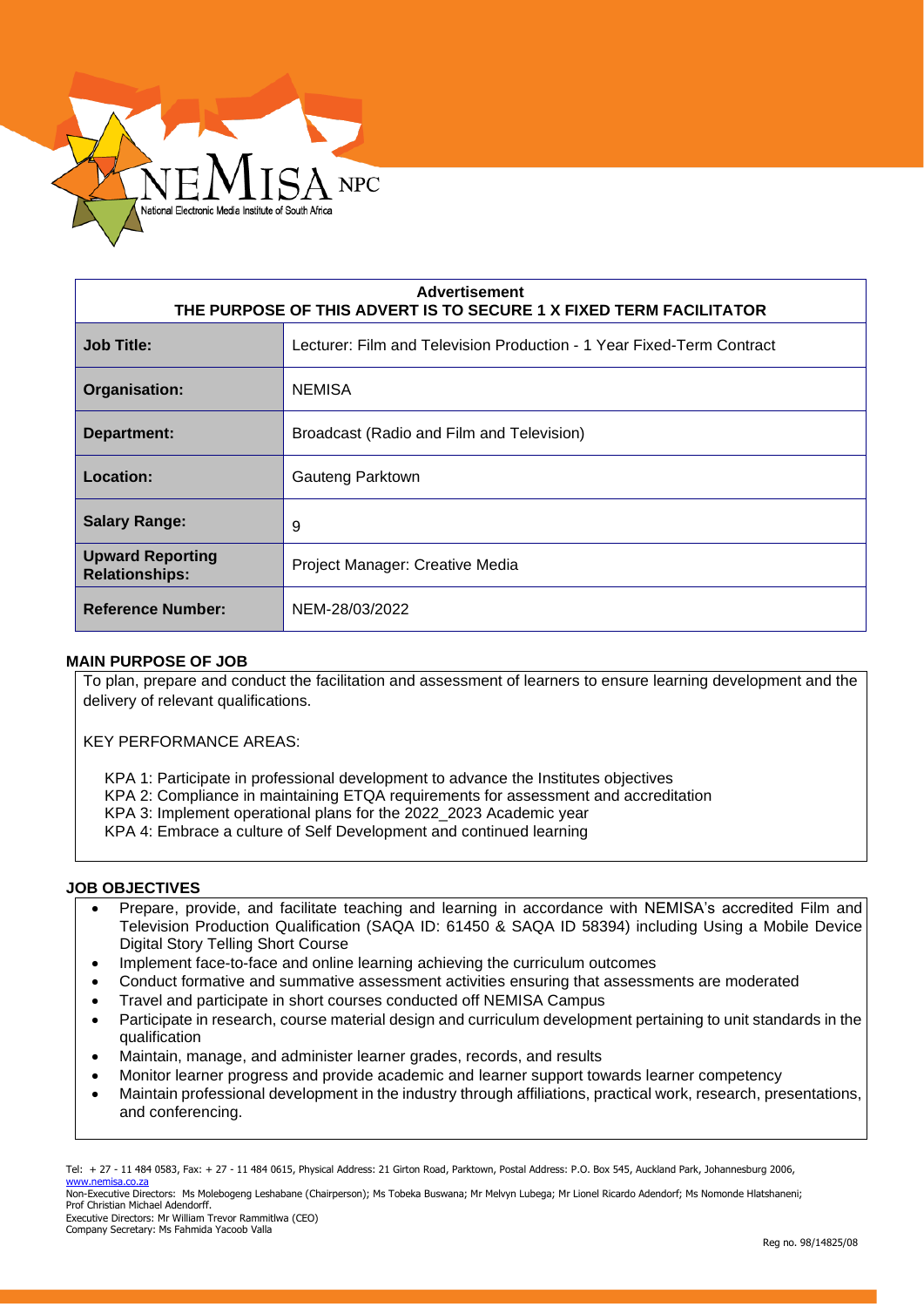NEMISA NPC
National Electronic Media Institute of South Africa

| Advertisement<br>THE PURPOSE OF THIS ADVERT IS TO SECURE 1 X FIXED TERM FACILITATOR | |
|---|---|
| **Job Title:** | Lecturer: Film and Television Production - 1 Year Fixed-Term Contract |
| **Organisation:** | NEMISA |
| **Department:** | Broadcast (Radio and Film and Television) |
| **Location:** | Gauteng Parktown |
| **Salary Range:** | 9 |
| **Upward Reporting Relationships:** | Project Manager: Creative Media |
| **Reference Number:** | NEM-28/03/2022 |

**MAIN PURPOSE OF JOB**

To plan, prepare and conduct the facilitation and assessment of learners to ensure learning development and the delivery of relevant qualifications.

KEY PERFORMANCE AREAS:

KPA 1: Participate in professional development to advance the Institutes objectives
KPA 2: Compliance in maintaining ETQA requirements for assessment and accreditation
KPA 3: Implement operational plans for the 2022_2023 Academic year
KPA 4: Embrace a culture of Self Development and continued learning

**JOB OBJECTIVES**

- Prepare, provide, and facilitate teaching and learning in accordance with NEMISA's accredited Film and Television Production Qualification (SAQA ID: 61450 & SAQA ID 58394) including Using a Mobile Device Digital Story Telling Short Course
- Implement face-to-face and online learning achieving the curriculum outcomes
- Conduct formative and summative assessment activities ensuring that assessments are moderated
- Travel and participate in short courses conducted off NEMISA Campus
- Participate in research, course material design and curriculum development pertaining to unit standards in the qualification
- Maintain, manage, and administer learner grades, records, and results
- Monitor learner progress and provide academic and learner support towards learner competency
- Maintain professional development in the industry through affiliations, practical work, research, presentations, and conferencing.

Tel: + 27 - 11 484 0583, Fax: + 27 - 11 484 0615, Physical Address: 21 Girton Road, Parktown, Postal Address: P.O. Box 545, Auckland Park, Johannesburg 2006, www.nemisa.co.za
Non-Executive Directors: Ms Molebogeng Leshabane (Chairperson); Ms Tobeka Buswana; Mr Melvyn Lubega; Mr Lionel Ricardo Adendorf; Ms Nomonde Hlatshaneni; Prof Christian Michael Adendorff.
Executive Directors: Mr William Trevor Rammitlwa (CEO)
Company Secretary: Ms Fahmida Yacoob Valla

Reg no. 98/14825/08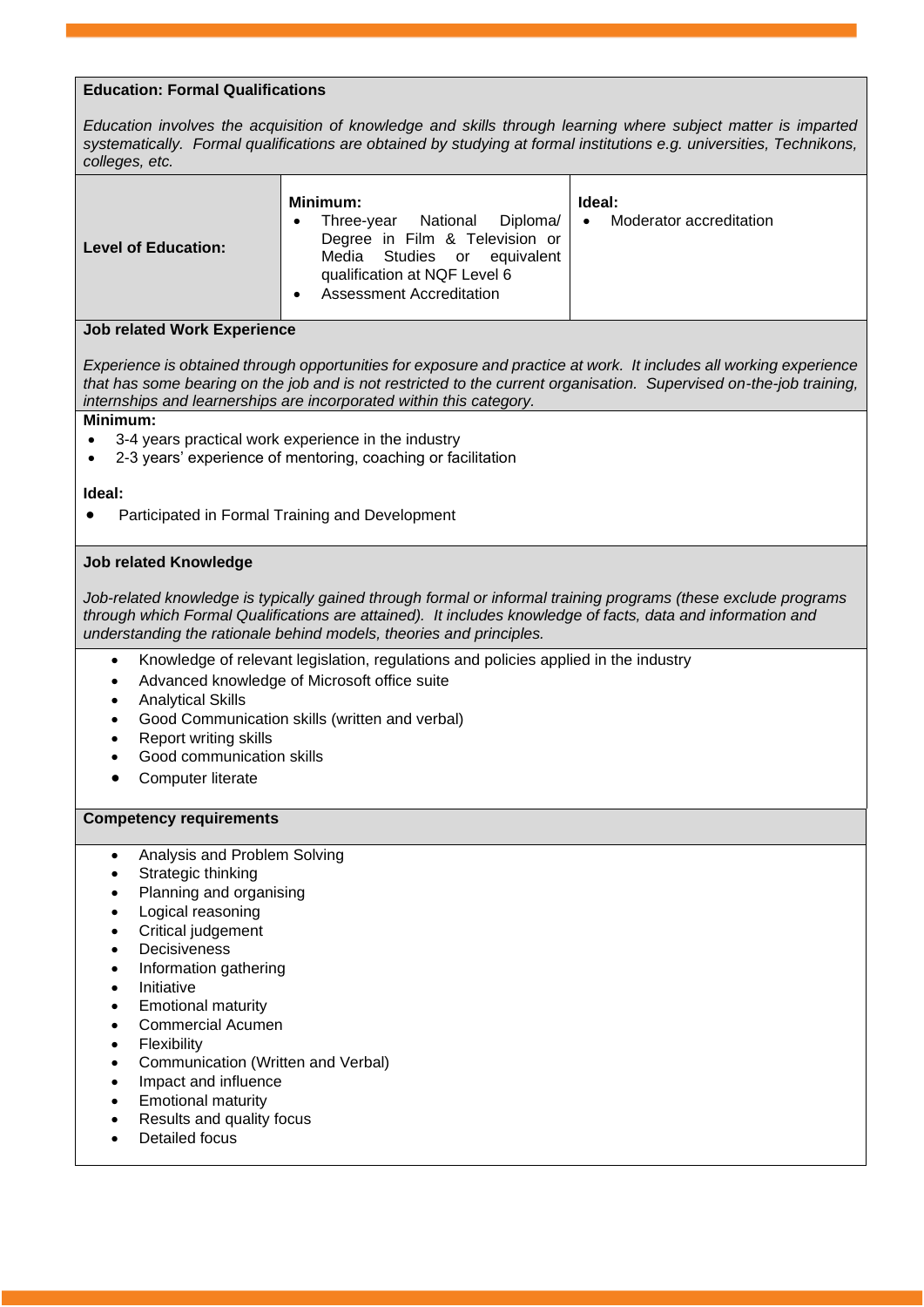## Education: Formal Qualifications

*Education involves the acquisition of knowledge and skills through learning where subject matter is imparted systematically. Formal qualifications are obtained by studying at formal institutions e.g. universities, Technikons, colleges, etc.*

| | Minimum: | Ideal: |
|---|---|---|
| **Level of Education:** | • Three-year National Diploma/ Degree in Film & Television or Media Studies or equivalent qualification at NQF Level 6<br>• Assessment Accreditation | • Moderator accreditation |

## Job related Work Experience

*Experience is obtained through opportunities for exposure and practice at work. It includes all working experience that has some bearing on the job and is not restricted to the current organisation. Supervised on-the-job training, internships and learnerships are incorporated within this category.*

**Minimum:**

- 3-4 years practical work experience in the industry
- 2-3 years' experience of mentoring, coaching or facilitation

**Ideal:**

- Participated in Formal Training and Development

## Job related Knowledge

*Job-related knowledge is typically gained through formal or informal training programs (these exclude programs through which Formal Qualifications are attained). It includes knowledge of facts, data and information and understanding the rationale behind models, theories and principles.*

- Knowledge of relevant legislation, regulations and policies applied in the industry
- Advanced knowledge of Microsoft office suite
- Analytical Skills
- Good Communication skills (written and verbal)
- Report writing skills
- Good communication skills
- Computer literate

## Competency requirements

- Analysis and Problem Solving
- Strategic thinking
- Planning and organising
- Logical reasoning
- Critical judgement
- Decisiveness
- Information gathering
- Initiative
- Emotional maturity
- Commercial Acumen
- Flexibility
- Communication (Written and Verbal)
- Impact and influence
- Emotional maturity
- Results and quality focus
- Detailed focus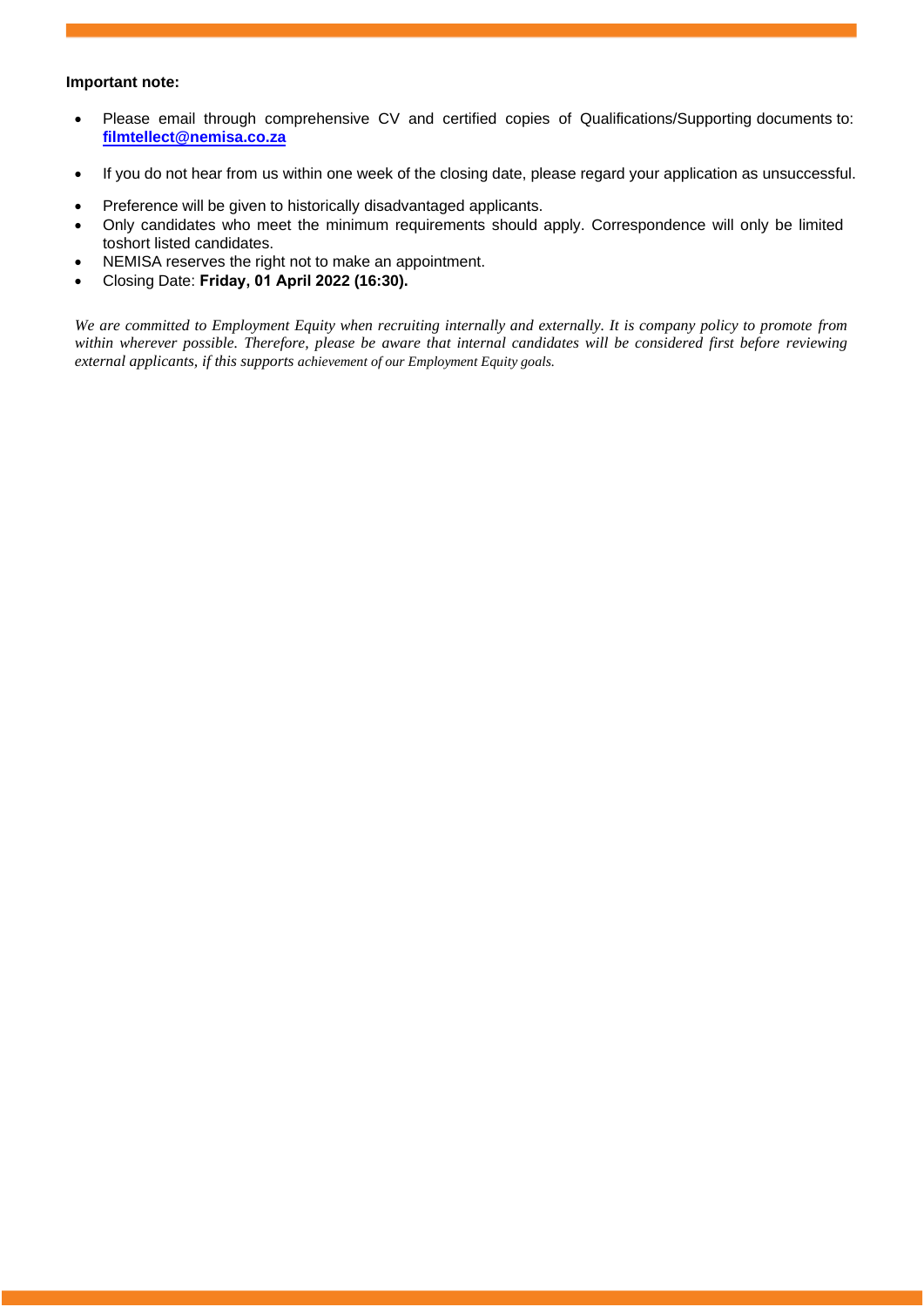**Important note:**

- Please email through comprehensive CV and certified copies of Qualifications/Supporting documents to: **filmtellect@nemisa.co.za**
- If you do not hear from us within one week of the closing date, please regard your application as unsuccessful.
- Preference will be given to historically disadvantaged applicants.
- Only candidates who meet the minimum requirements should apply. Correspondence will only be limited toshort listed candidates.
- NEMISA reserves the right not to make an appointment.
- Closing Date: **Friday, 01 April 2022 (16:30).**

*We are committed to Employment Equity when recruiting internally and externally. It is company policy to promote from within wherever possible. Therefore, please be aware that internal candidates will be considered first before reviewing external applicants, if this supports achievement of our Employment Equity goals.*